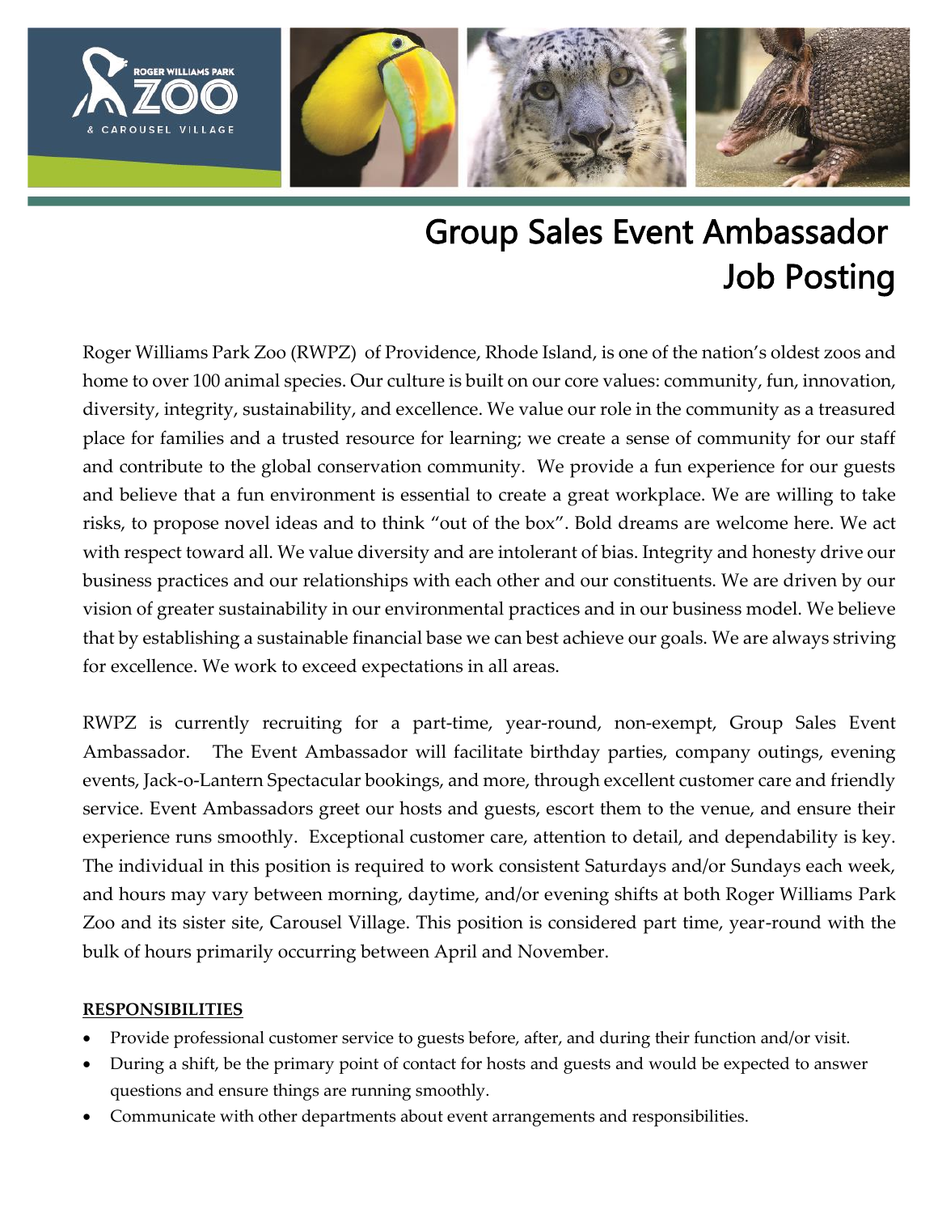# Group Sales Event Ambassador Job Posting

Roger Williams Park Zoo (RWPZ) of Providence, Rhode Island, is one of the nation's oldest zoos and home to over 100 animal species. Our culture is built on our core values: community, fun, innovation, diversity, integrity, sustainability, and excellence. We value our role in the community as a treasured place for families and a trusted resource for learning; we create a sense of community for our staff and contribute to the global conservation community. We provide a fun experience for our guests and believe that a fun environment is essential to create a great workplace. We are willing to take risks, to propose novel ideas and to think "out of the box". Bold dreams are welcome here. We act with respect toward all. We value diversity and are intolerant of bias. Integrity and honesty drive our business practices and our relationships with each other and our constituents. We are driven by our vision of greater sustainability in our environmental practices and in our business model. We believe that by establishing a sustainable financial base we can best achieve our goals. We are always striving for excellence. We work to exceed expectations in all areas.

RWPZ is currently recruiting for a part-time, year-round, non-exempt, Group Sales Event Ambassador. The Event Ambassador will facilitate birthday parties, company outings, evening events, Jack-o-Lantern Spectacular bookings, and more, through excellent customer care and friendly service. Event Ambassadors greet our hosts and guests, escort them to the venue, and ensure their experience runs smoothly. Exceptional customer care, attention to detail, and dependability is key. The individual in this position is required to work consistent Saturdays and/or Sundays each week, and hours may vary between morning, daytime, and/or evening shifts at both Roger Williams Park Zoo and its sister site, Carousel Village. This position is considered part time, year-round with the bulk of hours primarily occurring between April and November.

**RESPONSIBILITIES**

- Provide professional customer service to guests before, after, and during their function and/or visit.
- During a shift, be the primary point of contact for hosts and guests and would be expected to answer questions and ensure things are running smoothly.
- Communicate with other departments about event arrangements and responsibilities.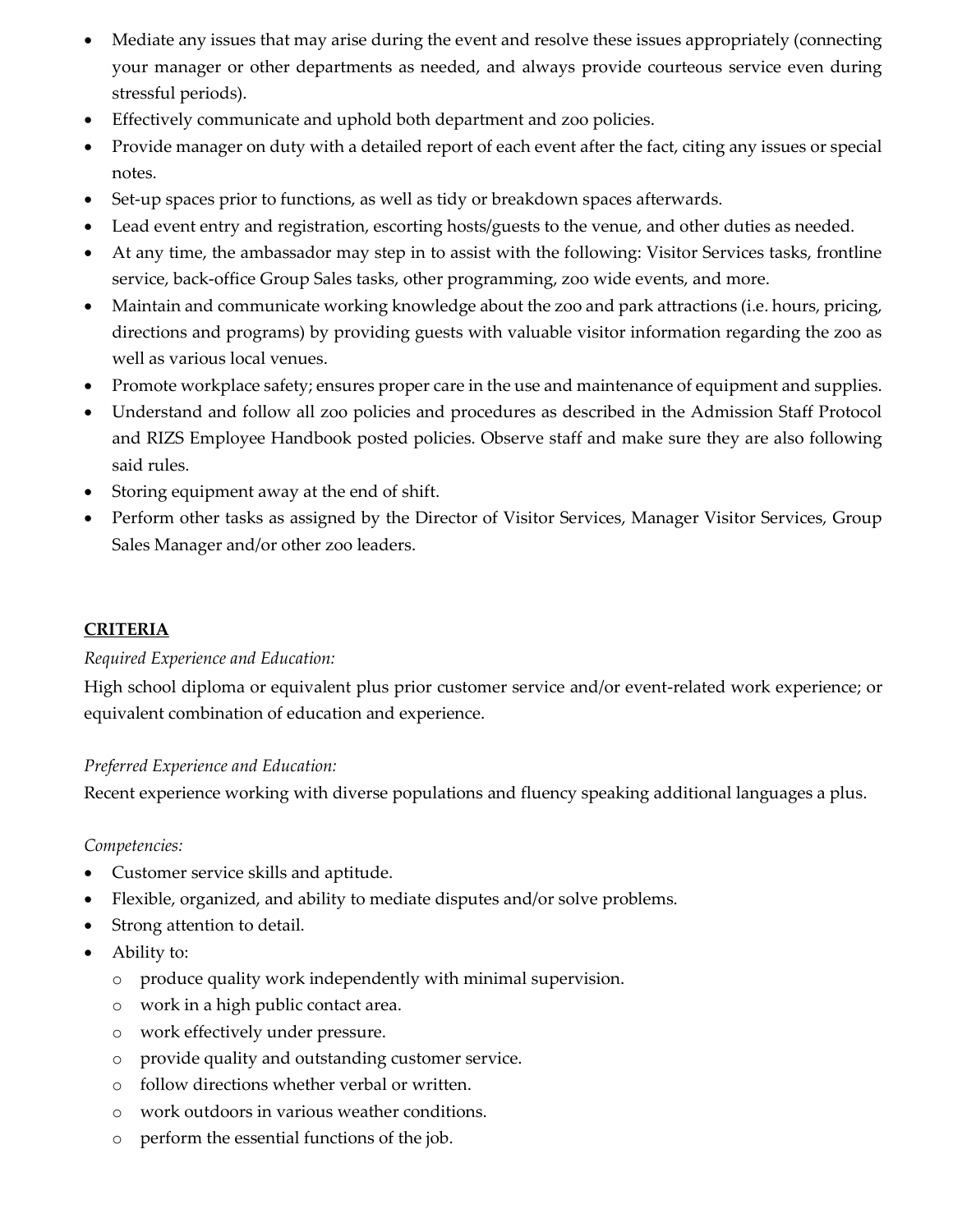- Mediate any issues that may arise during the event and resolve these issues appropriately (connecting your manager or other departments as needed, and always provide courteous service even during stressful periods).
- Effectively communicate and uphold both department and zoo policies.
- Provide manager on duty with a detailed report of each event after the fact, citing any issues or special notes.
- Set-up spaces prior to functions, as well as tidy or breakdown spaces afterwards.
- Lead event entry and registration, escorting hosts/guests to the venue, and other duties as needed.
- At any time, the ambassador may step in to assist with the following: Visitor Services tasks, frontline service, back-office Group Sales tasks, other programming, zoo wide events, and more.
- Maintain and communicate working knowledge about the zoo and park attractions (i.e. hours, pricing, directions and programs) by providing guests with valuable visitor information regarding the zoo as well as various local venues.
- Promote workplace safety; ensures proper care in the use and maintenance of equipment and supplies.
- Understand and follow all zoo policies and procedures as described in the Admission Staff Protocol and RIZS Employee Handbook posted policies. Observe staff and make sure they are also following said rules.
- Storing equipment away at the end of shift.
- Perform other tasks as assigned by the Director of Visitor Services, Manager Visitor Services, Group Sales Manager and/or other zoo leaders.

## CRITERIA

*Required Experience and Education:*

High school diploma or equivalent plus prior customer service and/or event-related work experience; or equivalent combination of education and experience.

*Preferred Experience and Education:*

Recent experience working with diverse populations and fluency speaking additional languages a plus.

*Competencies:*

- Customer service skills and aptitude.
- Flexible, organized, and ability to mediate disputes and/or solve problems.
- Strong attention to detail.
- Ability to:
  - produce quality work independently with minimal supervision.
  - work in a high public contact area.
  - work effectively under pressure.
  - provide quality and outstanding customer service.
  - follow directions whether verbal or written.
  - work outdoors in various weather conditions.
  - perform the essential functions of the job.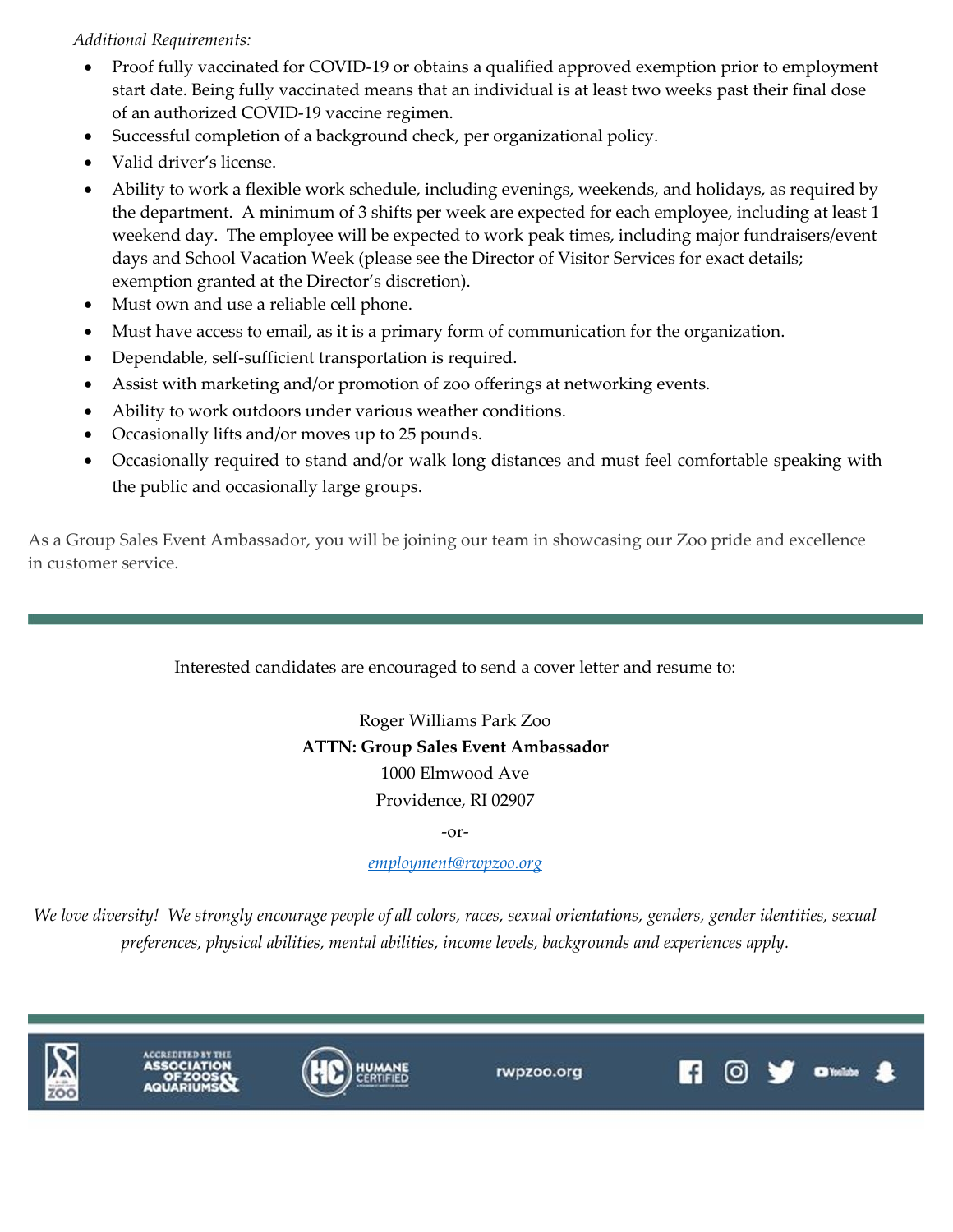*Additional Requirements:*

- Proof fully vaccinated for COVID-19 or obtains a qualified approved exemption prior to employment start date. Being fully vaccinated means that an individual is at least two weeks past their final dose of an authorized COVID-19 vaccine regimen.
- Successful completion of a background check, per organizational policy.
- Valid driver's license.
- Ability to work a flexible work schedule, including evenings, weekends, and holidays, as required by the department. A minimum of 3 shifts per week are expected for each employee, including at least 1 weekend day. The employee will be expected to work peak times, including major fundraisers/event days and School Vacation Week (please see the Director of Visitor Services for exact details; exemption granted at the Director's discretion).
- Must own and use a reliable cell phone.
- Must have access to email, as it is a primary form of communication for the organization.
- Dependable, self-sufficient transportation is required.
- Assist with marketing and/or promotion of zoo offerings at networking events.
- Ability to work outdoors under various weather conditions.
- Occasionally lifts and/or moves up to 25 pounds.
- Occasionally required to stand and/or walk long distances and must feel comfortable speaking with the public and occasionally large groups.

As a Group Sales Event Ambassador, you will be joining our team in showcasing our Zoo pride and excellence in customer service.

---

Interested candidates are encouraged to send a cover letter and resume to:

Roger Williams Park Zoo
**ATTN: Group Sales Event Ambassador**
1000 Elmwood Ave
Providence, RI 02907

-or-

[employment@rwpzoo.org](mailto:employment@rwpzoo.org)

*We love diversity! We strongly encourage people of all colors, races, sexual orientations, genders, gender identities, sexual preferences, physical abilities, mental abilities, income levels, backgrounds and experiences apply.*

---

ACCREDITED BY THE ASSOCIATION OF ZOOS & AQUARIUMS

HUMANE CERTIFIED

rwpzoo.org